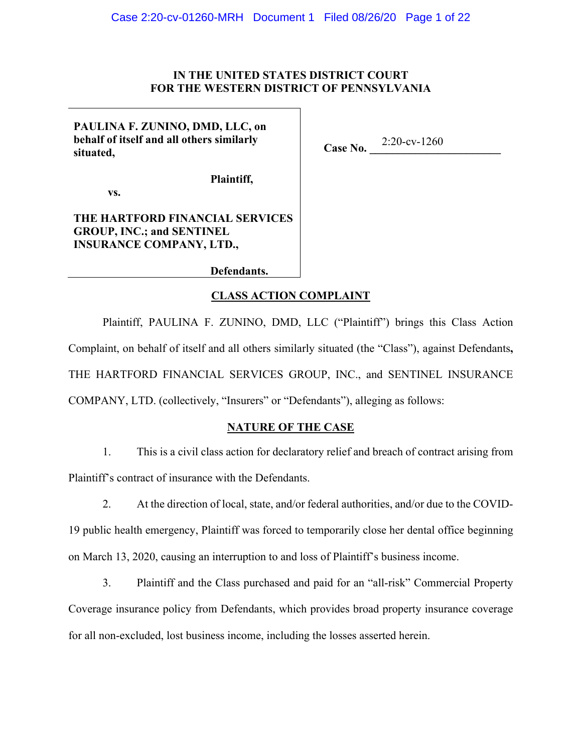**IN THE UNITED STATES DISTRICT COURT**
**FOR THE WESTERN DISTRICT OF PENNSYLVANIA**

**PAULINA F. ZUNINO, DMD, LLC, on behalf of itself and all others similarly situated,**

**Plaintiff,**

**vs.**

**THE HARTFORD FINANCIAL SERVICES GROUP, INC.; and SENTINEL INSURANCE COMPANY, LTD.,**

**Defendants.**

**Case No.** 2:20-cv-1260

## CLASS ACTION COMPLAINT

Plaintiff, PAULINA F. ZUNINO, DMD, LLC ("Plaintiff") brings this Class Action Complaint, on behalf of itself and all others similarly situated (the "Class"), against Defendants**,** THE HARTFORD FINANCIAL SERVICES GROUP, INC., and SENTINEL INSURANCE COMPANY, LTD. (collectively, "Insurers" or "Defendants"), alleging as follows:

## NATURE OF THE CASE

1. This is a civil class action for declaratory relief and breach of contract arising from Plaintiff's contract of insurance with the Defendants.

2. At the direction of local, state, and/or federal authorities, and/or due to the COVID-19 public health emergency, Plaintiff was forced to temporarily close her dental office beginning on March 13, 2020, causing an interruption to and loss of Plaintiff's business income.

3. Plaintiff and the Class purchased and paid for an "all-risk" Commercial Property Coverage insurance policy from Defendants, which provides broad property insurance coverage for all non-excluded, lost business income, including the losses asserted herein.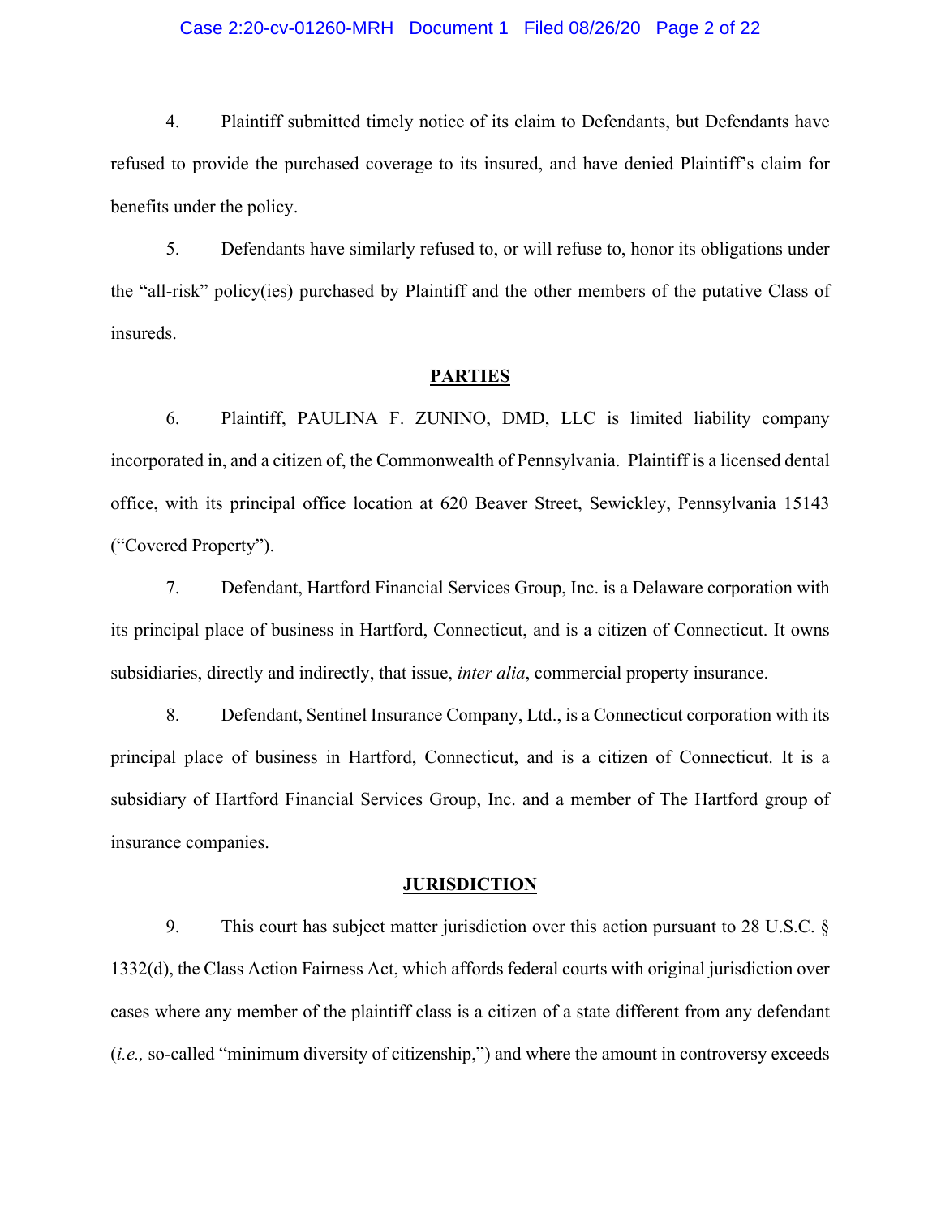4. Plaintiff submitted timely notice of its claim to Defendants, but Defendants have refused to provide the purchased coverage to its insured, and have denied Plaintiff's claim for benefits under the policy.

5. Defendants have similarly refused to, or will refuse to, honor its obligations under the "all-risk" policy(ies) purchased by Plaintiff and the other members of the putative Class of insureds.

## PARTIES

6. Plaintiff, PAULINA F. ZUNINO, DMD, LLC is limited liability company incorporated in, and a citizen of, the Commonwealth of Pennsylvania. Plaintiff is a licensed dental office, with its principal office location at 620 Beaver Street, Sewickley, Pennsylvania 15143 ("Covered Property").

7. Defendant, Hartford Financial Services Group, Inc. is a Delaware corporation with its principal place of business in Hartford, Connecticut, and is a citizen of Connecticut. It owns subsidiaries, directly and indirectly, that issue, *inter alia*, commercial property insurance.

8. Defendant, Sentinel Insurance Company, Ltd., is a Connecticut corporation with its principal place of business in Hartford, Connecticut, and is a citizen of Connecticut. It is a subsidiary of Hartford Financial Services Group, Inc. and a member of The Hartford group of insurance companies.

## JURISDICTION

9. This court has subject matter jurisdiction over this action pursuant to 28 U.S.C. § 1332(d), the Class Action Fairness Act, which affords federal courts with original jurisdiction over cases where any member of the plaintiff class is a citizen of a state different from any defendant (*i.e.,* so-called "minimum diversity of citizenship,") and where the amount in controversy exceeds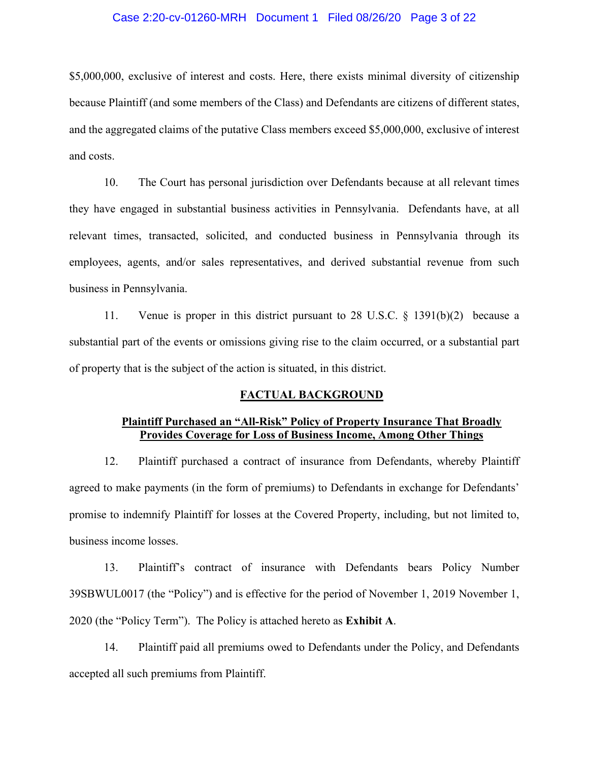$5,000,000, exclusive of interest and costs. Here, there exists minimal diversity of citizenship because Plaintiff (and some members of the Class) and Defendants are citizens of different states, and the aggregated claims of the putative Class members exceed $5,000,000, exclusive of interest and costs.

10. The Court has personal jurisdiction over Defendants because at all relevant times they have engaged in substantial business activities in Pennsylvania. Defendants have, at all relevant times, transacted, solicited, and conducted business in Pennsylvania through its employees, agents, and/or sales representatives, and derived substantial revenue from such business in Pennsylvania.

11. Venue is proper in this district pursuant to 28 U.S.C. § 1391(b)(2) because a substantial part of the events or omissions giving rise to the claim occurred, or a substantial part of property that is the subject of the action is situated, in this district.

## FACTUAL BACKGROUND

### Plaintiff Purchased an "All-Risk" Policy of Property Insurance That Broadly Provides Coverage for Loss of Business Income, Among Other Things

12. Plaintiff purchased a contract of insurance from Defendants, whereby Plaintiff agreed to make payments (in the form of premiums) to Defendants in exchange for Defendants' promise to indemnify Plaintiff for losses at the Covered Property, including, but not limited to, business income losses.

13. Plaintiff's contract of insurance with Defendants bears Policy Number 39SBWUL0017 (the "Policy") and is effective for the period of November 1, 2019 November 1, 2020 (the "Policy Term"). The Policy is attached hereto as **Exhibit A**.

14. Plaintiff paid all premiums owed to Defendants under the Policy, and Defendants accepted all such premiums from Plaintiff.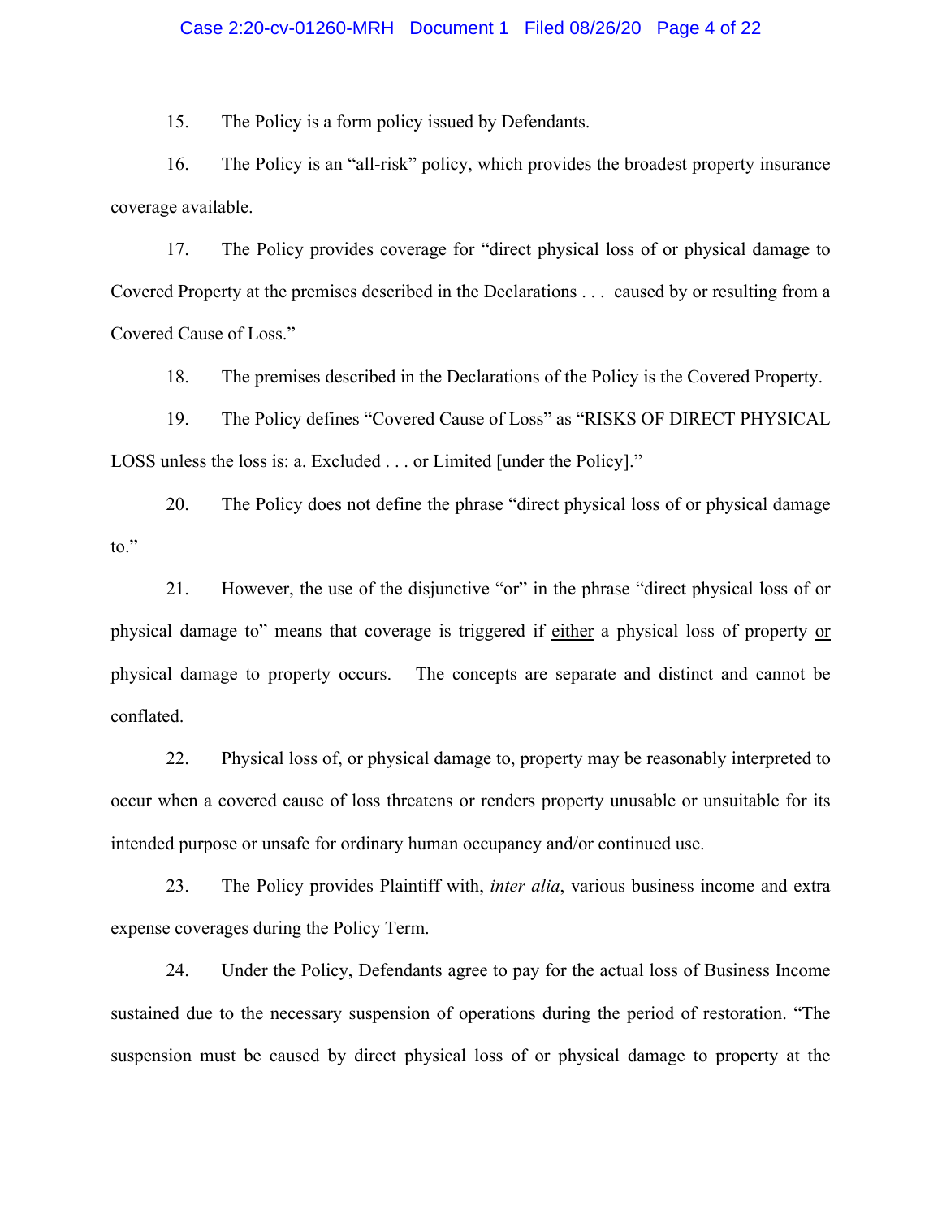15. The Policy is a form policy issued by Defendants.

16. The Policy is an "all-risk" policy, which provides the broadest property insurance coverage available.

17. The Policy provides coverage for "direct physical loss of or physical damage to Covered Property at the premises described in the Declarations . . . caused by or resulting from a Covered Cause of Loss."

18. The premises described in the Declarations of the Policy is the Covered Property.

19. The Policy defines "Covered Cause of Loss" as "RISKS OF DIRECT PHYSICAL LOSS unless the loss is: a. Excluded . . . or Limited [under the Policy]."

20. The Policy does not define the phrase "direct physical loss of or physical damage to."

21. However, the use of the disjunctive "or" in the phrase "direct physical loss of or physical damage to" means that coverage is triggered if <u>either</u> a physical loss of property <u>or</u> physical damage to property occurs. The concepts are separate and distinct and cannot be conflated.

22. Physical loss of, or physical damage to, property may be reasonably interpreted to occur when a covered cause of loss threatens or renders property unusable or unsuitable for its intended purpose or unsafe for ordinary human occupancy and/or continued use.

23. The Policy provides Plaintiff with, *inter alia*, various business income and extra expense coverages during the Policy Term.

24. Under the Policy, Defendants agree to pay for the actual loss of Business Income sustained due to the necessary suspension of operations during the period of restoration. "The suspension must be caused by direct physical loss of or physical damage to property at the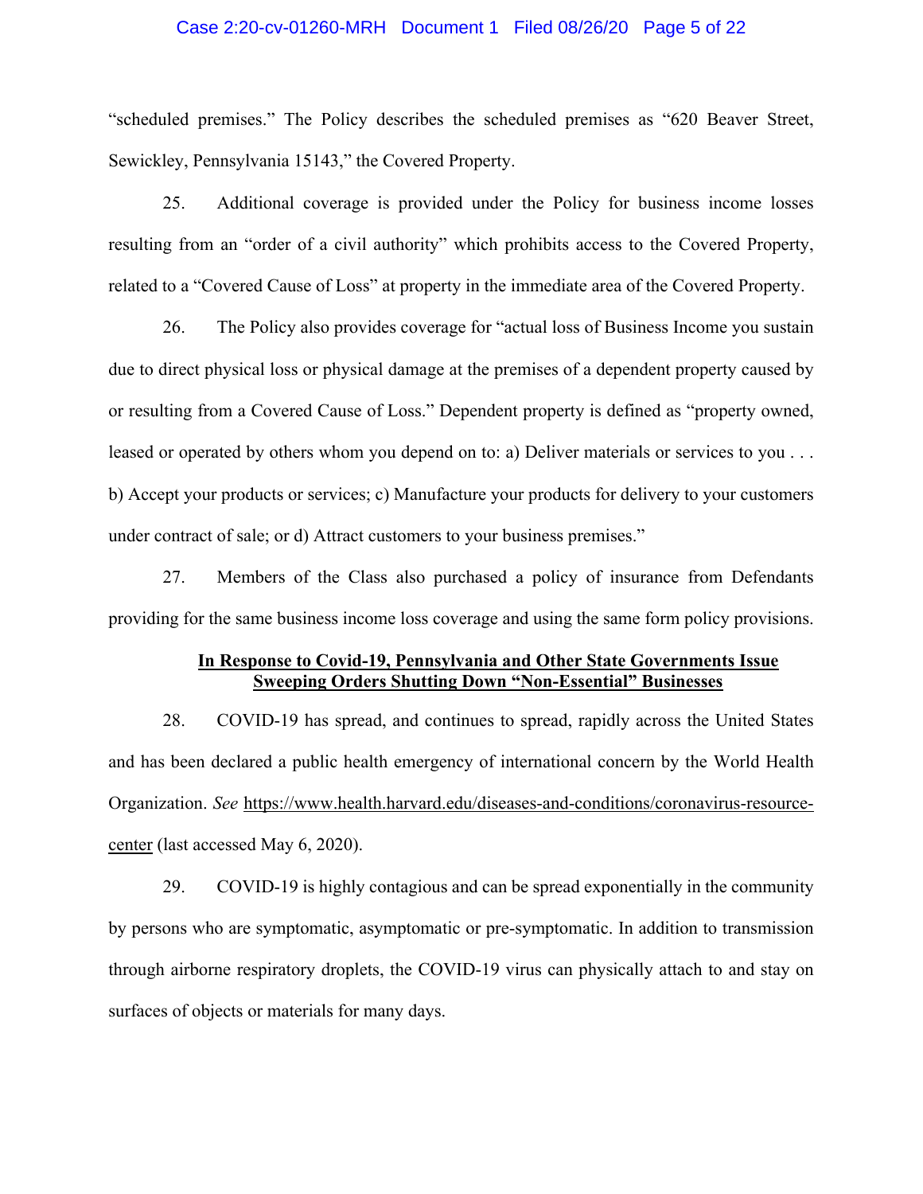"scheduled premises." The Policy describes the scheduled premises as "620 Beaver Street, Sewickley, Pennsylvania 15143," the Covered Property.

25. Additional coverage is provided under the Policy for business income losses resulting from an "order of a civil authority" which prohibits access to the Covered Property, related to a "Covered Cause of Loss" at property in the immediate area of the Covered Property.

26. The Policy also provides coverage for "actual loss of Business Income you sustain due to direct physical loss or physical damage at the premises of a dependent property caused by or resulting from a Covered Cause of Loss." Dependent property is defined as "property owned, leased or operated by others whom you depend on to: a) Deliver materials or services to you . . . b) Accept your products or services; c) Manufacture your products for delivery to your customers under contract of sale; or d) Attract customers to your business premises."

27. Members of the Class also purchased a policy of insurance from Defendants providing for the same business income loss coverage and using the same form policy provisions.

**In Response to Covid-19, Pennsylvania and Other State Governments Issue Sweeping Orders Shutting Down "Non-Essential" Businesses**

28. COVID-19 has spread, and continues to spread, rapidly across the United States and has been declared a public health emergency of international concern by the World Health Organization. *See* https://www.health.harvard.edu/diseases-and-conditions/coronavirus-resource-center (last accessed May 6, 2020).

29. COVID-19 is highly contagious and can be spread exponentially in the community by persons who are symptomatic, asymptomatic or pre-symptomatic. In addition to transmission through airborne respiratory droplets, the COVID-19 virus can physically attach to and stay on surfaces of objects or materials for many days.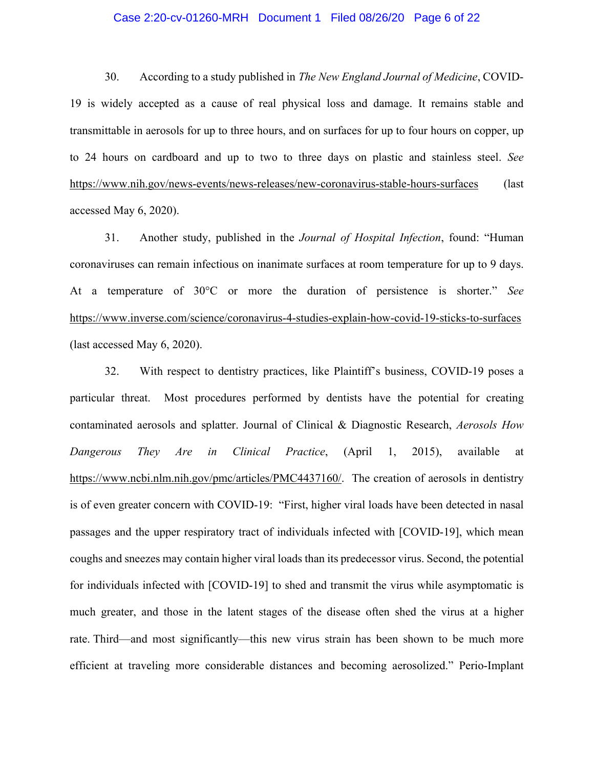30. According to a study published in *The New England Journal of Medicine*, COVID-19 is widely accepted as a cause of real physical loss and damage. It remains stable and transmittable in aerosols for up to three hours, and on surfaces for up to four hours on copper, up to 24 hours on cardboard and up to two to three days on plastic and stainless steel. *See* https://www.nih.gov/news-events/news-releases/new-coronavirus-stable-hours-surfaces (last accessed May 6, 2020).

31. Another study, published in the *Journal of Hospital Infection*, found: "Human coronaviruses can remain infectious on inanimate surfaces at room temperature for up to 9 days. At a temperature of 30°C or more the duration of persistence is shorter." *See* https://www.inverse.com/science/coronavirus-4-studies-explain-how-covid-19-sticks-to-surfaces (last accessed May 6, 2020).

32. With respect to dentistry practices, like Plaintiff's business, COVID-19 poses a particular threat. Most procedures performed by dentists have the potential for creating contaminated aerosols and splatter. Journal of Clinical & Diagnostic Research, *Aerosols How Dangerous They Are in Clinical Practice*, (April 1, 2015), available at https://www.ncbi.nlm.nih.gov/pmc/articles/PMC4437160/. The creation of aerosols in dentistry is of even greater concern with COVID-19: "First, higher viral loads have been detected in nasal passages and the upper respiratory tract of individuals infected with [COVID-19], which mean coughs and sneezes may contain higher viral loads than its predecessor virus. Second, the potential for individuals infected with [COVID-19] to shed and transmit the virus while asymptomatic is much greater, and those in the latent stages of the disease often shed the virus at a higher rate. Third—and most significantly—this new virus strain has been shown to be much more efficient at traveling more considerable distances and becoming aerosolized." Perio-Implant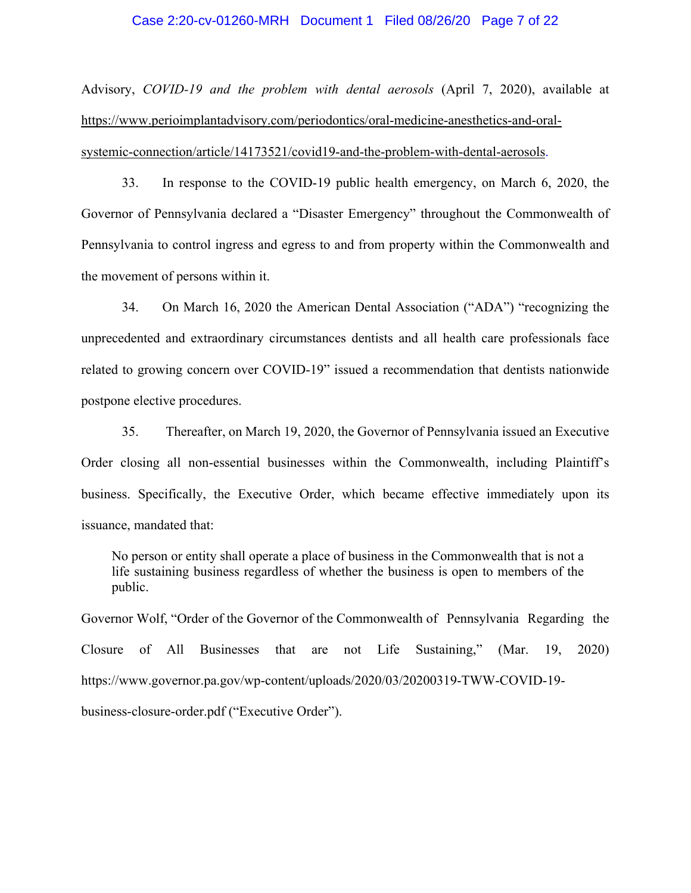Advisory, *COVID-19 and the problem with dental aerosols* (April 7, 2020), available at https://www.perioimplantadvisory.com/periodontics/oral-medicine-anesthetics-and-oral-systemic-connection/article/14173521/covid19-and-the-problem-with-dental-aerosols.

33. In response to the COVID-19 public health emergency, on March 6, 2020, the Governor of Pennsylvania declared a "Disaster Emergency" throughout the Commonwealth of Pennsylvania to control ingress and egress to and from property within the Commonwealth and the movement of persons within it.

34. On March 16, 2020 the American Dental Association ("ADA") "recognizing the unprecedented and extraordinary circumstances dentists and all health care professionals face related to growing concern over COVID-19" issued a recommendation that dentists nationwide postpone elective procedures.

35. Thereafter, on March 19, 2020, the Governor of Pennsylvania issued an Executive Order closing all non-essential businesses within the Commonwealth, including Plaintiff's business. Specifically, the Executive Order, which became effective immediately upon its issuance, mandated that:

> No person or entity shall operate a place of business in the Commonwealth that is not a life sustaining business regardless of whether the business is open to members of the public.

Governor Wolf, "Order of the Governor of the Commonwealth of Pennsylvania Regarding the Closure of All Businesses that are not Life Sustaining," (Mar. 19, 2020) https://www.governor.pa.gov/wp-content/uploads/2020/03/20200319-TWW-COVID-19-business-closure-order.pdf ("Executive Order").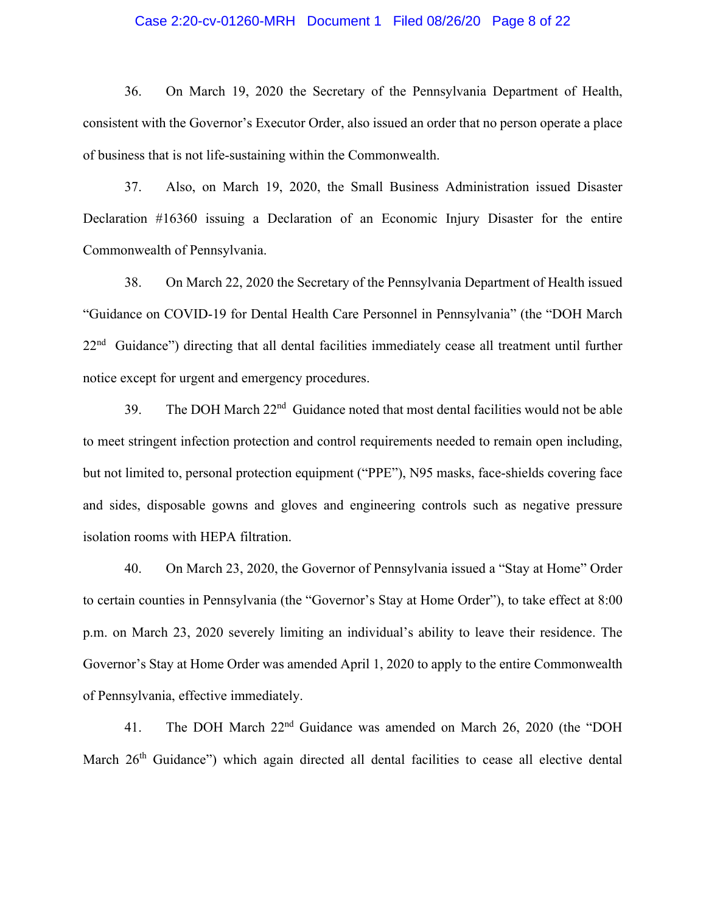36. On March 19, 2020 the Secretary of the Pennsylvania Department of Health, consistent with the Governor's Executor Order, also issued an order that no person operate a place of business that is not life-sustaining within the Commonwealth.

37. Also, on March 19, 2020, the Small Business Administration issued Disaster Declaration #16360 issuing a Declaration of an Economic Injury Disaster for the entire Commonwealth of Pennsylvania.

38. On March 22, 2020 the Secretary of the Pennsylvania Department of Health issued "Guidance on COVID-19 for Dental Health Care Personnel in Pennsylvania" (the "DOH March 22nd Guidance") directing that all dental facilities immediately cease all treatment until further notice except for urgent and emergency procedures.

39. The DOH March 22nd Guidance noted that most dental facilities would not be able to meet stringent infection protection and control requirements needed to remain open including, but not limited to, personal protection equipment ("PPE"), N95 masks, face-shields covering face and sides, disposable gowns and gloves and engineering controls such as negative pressure isolation rooms with HEPA filtration.

40. On March 23, 2020, the Governor of Pennsylvania issued a "Stay at Home" Order to certain counties in Pennsylvania (the "Governor's Stay at Home Order"), to take effect at 8:00 p.m. on March 23, 2020 severely limiting an individual's ability to leave their residence. The Governor's Stay at Home Order was amended April 1, 2020 to apply to the entire Commonwealth of Pennsylvania, effective immediately.

41. The DOH March 22nd Guidance was amended on March 26, 2020 (the "DOH March 26th Guidance") which again directed all dental facilities to cease all elective dental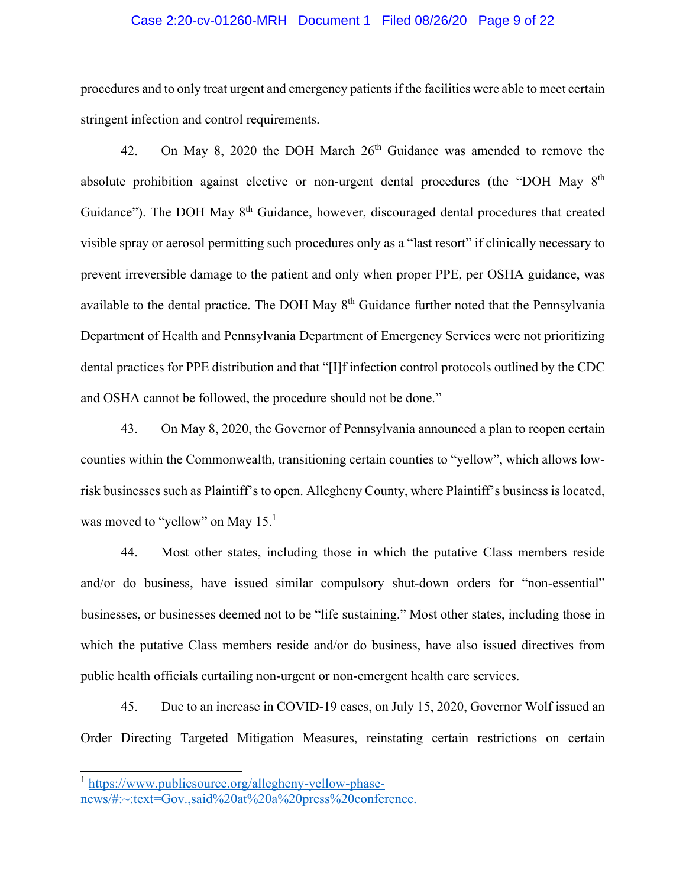procedures and to only treat urgent and emergency patients if the facilities were able to meet certain stringent infection and control requirements.

42. On May 8, 2020 the DOH March 26th Guidance was amended to remove the absolute prohibition against elective or non-urgent dental procedures (the "DOH May 8th Guidance"). The DOH May 8th Guidance, however, discouraged dental procedures that created visible spray or aerosol permitting such procedures only as a "last resort" if clinically necessary to prevent irreversible damage to the patient and only when proper PPE, per OSHA guidance, was available to the dental practice. The DOH May 8th Guidance further noted that the Pennsylvania Department of Health and Pennsylvania Department of Emergency Services were not prioritizing dental practices for PPE distribution and that "[I]f infection control protocols outlined by the CDC and OSHA cannot be followed, the procedure should not be done."

43. On May 8, 2020, the Governor of Pennsylvania announced a plan to reopen certain counties within the Commonwealth, transitioning certain counties to "yellow", which allows low-risk businesses such as Plaintiff's to open. Allegheny County, where Plaintiff's business is located, was moved to "yellow" on May 15.[1]

44. Most other states, including those in which the putative Class members reside and/or do business, have issued similar compulsory shut-down orders for "non-essential" businesses, or businesses deemed not to be "life sustaining." Most other states, including those in which the putative Class members reside and/or do business, have also issued directives from public health officials curtailing non-urgent or non-emergent health care services.

45. Due to an increase in COVID-19 cases, on July 15, 2020, Governor Wolf issued an Order Directing Targeted Mitigation Measures, reinstating certain restrictions on certain

---

[1] https://www.publicsource.org/allegheny-yellow-phase-news/#:~:text=Gov.,said%20at%20a%20press%20conference.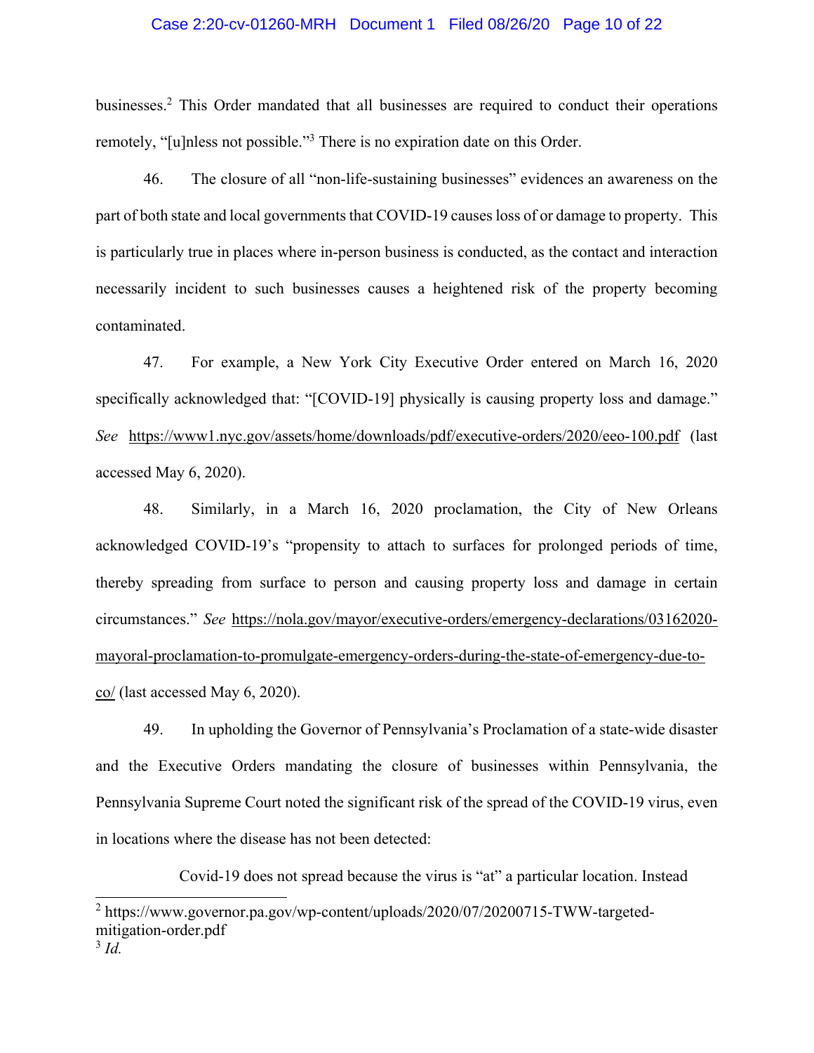businesses.[2] This Order mandated that all businesses are required to conduct their operations remotely, "[u]nless not possible."[3] There is no expiration date on this Order.

46. The closure of all "non-life-sustaining businesses" evidences an awareness on the part of both state and local governments that COVID-19 causes loss of or damage to property. This is particularly true in places where in-person business is conducted, as the contact and interaction necessarily incident to such businesses causes a heightened risk of the property becoming contaminated.

47. For example, a New York City Executive Order entered on March 16, 2020 specifically acknowledged that: "[COVID-19] physically is causing property loss and damage." *See* https://www1.nyc.gov/assets/home/downloads/pdf/executive-orders/2020/eeo-100.pdf (last accessed May 6, 2020).

48. Similarly, in a March 16, 2020 proclamation, the City of New Orleans acknowledged COVID-19's "propensity to attach to surfaces for prolonged periods of time, thereby spreading from surface to person and causing property loss and damage in certain circumstances." *See* https://nola.gov/mayor/executive-orders/emergency-declarations/03162020-mayoral-proclamation-to-promulgate-emergency-orders-during-the-state-of-emergency-due-to-co/ (last accessed May 6, 2020).

49. In upholding the Governor of Pennsylvania's Proclamation of a state-wide disaster and the Executive Orders mandating the closure of businesses within Pennsylvania, the Pennsylvania Supreme Court noted the significant risk of the spread of the COVID-19 virus, even in locations where the disease has not been detected:

> Covid-19 does not spread because the virus is "at" a particular location. Instead

---

[2] https://www.governor.pa.gov/wp-content/uploads/2020/07/20200715-TWW-targeted-mitigation-order.pdf

[3] *Id.*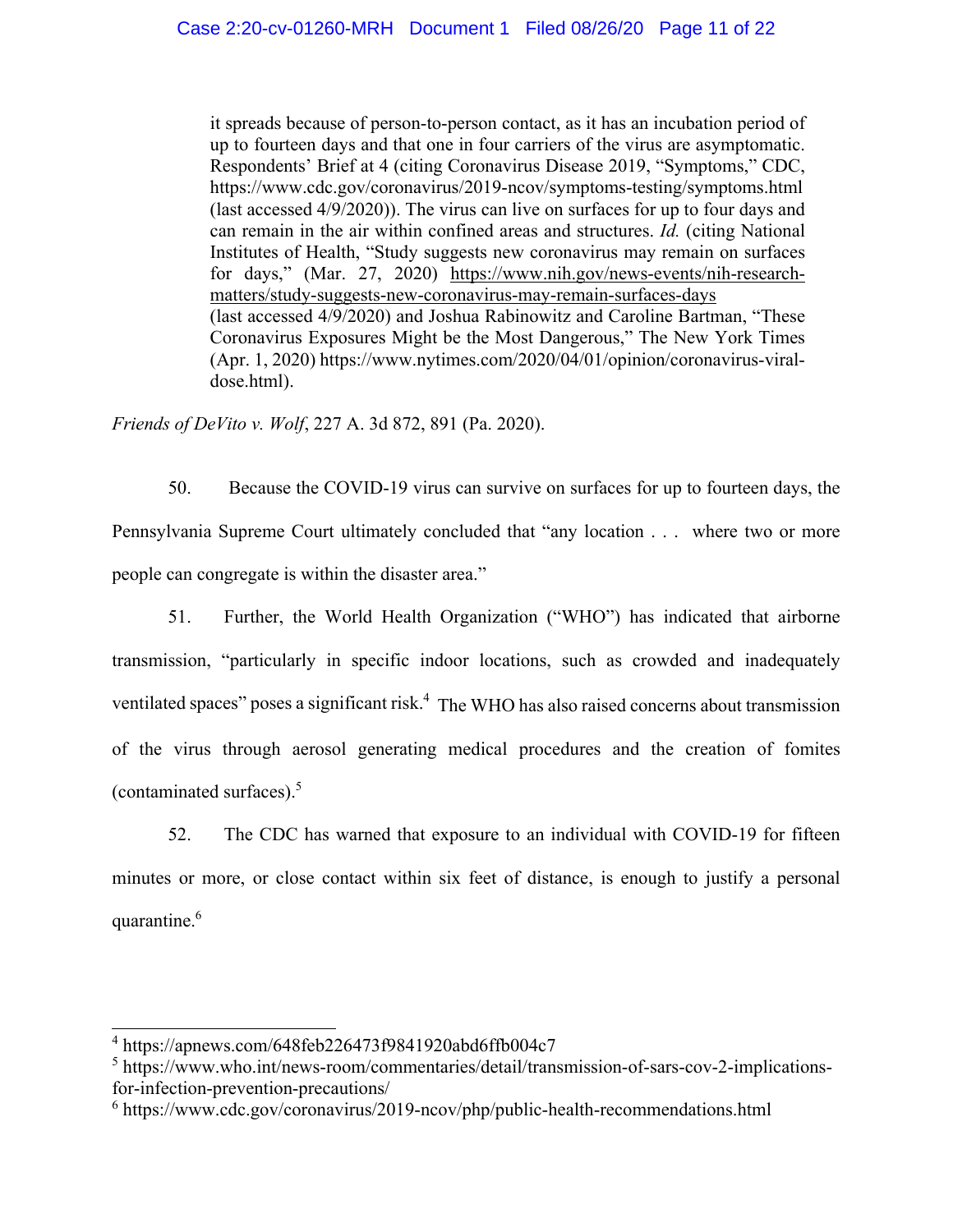> it spreads because of person-to-person contact, as it has an incubation period of up to fourteen days and that one in four carriers of the virus are asymptomatic. Respondents' Brief at 4 (citing Coronavirus Disease 2019, "Symptoms," CDC, https://www.cdc.gov/coronavirus/2019-ncov/symptoms-testing/symptoms.html (last accessed 4/9/2020)). The virus can live on surfaces for up to four days and can remain in the air within confined areas and structures. *Id.* (citing National Institutes of Health, "Study suggests new coronavirus may remain on surfaces for days," (Mar. 27, 2020) https://www.nih.gov/news-events/nih-research-matters/study-suggests-new-coronavirus-may-remain-surfaces-days (last accessed 4/9/2020) and Joshua Rabinowitz and Caroline Bartman, "These Coronavirus Exposures Might be the Most Dangerous," The New York Times (Apr. 1, 2020) https://www.nytimes.com/2020/04/01/opinion/coronavirus-viral-dose.html).

*Friends of DeVito v. Wolf*, 227 A. 3d 872, 891 (Pa. 2020).

50. Because the COVID-19 virus can survive on surfaces for up to fourteen days, the Pennsylvania Supreme Court ultimately concluded that "any location . . . where two or more people can congregate is within the disaster area."

51. Further, the World Health Organization ("WHO") has indicated that airborne transmission, "particularly in specific indoor locations, such as crowded and inadequately ventilated spaces" poses a significant risk.[4] The WHO has also raised concerns about transmission of the virus through aerosol generating medical procedures and the creation of fomites (contaminated surfaces).[5]

52. The CDC has warned that exposure to an individual with COVID-19 for fifteen minutes or more, or close contact within six feet of distance, is enough to justify a personal quarantine.[6]

---

[4] https://apnews.com/648feb226473f9841920abd6ffb004c7

[5] https://www.who.int/news-room/commentaries/detail/transmission-of-sars-cov-2-implications-for-infection-prevention-precautions/

[6] https://www.cdc.gov/coronavirus/2019-ncov/php/public-health-recommendations.html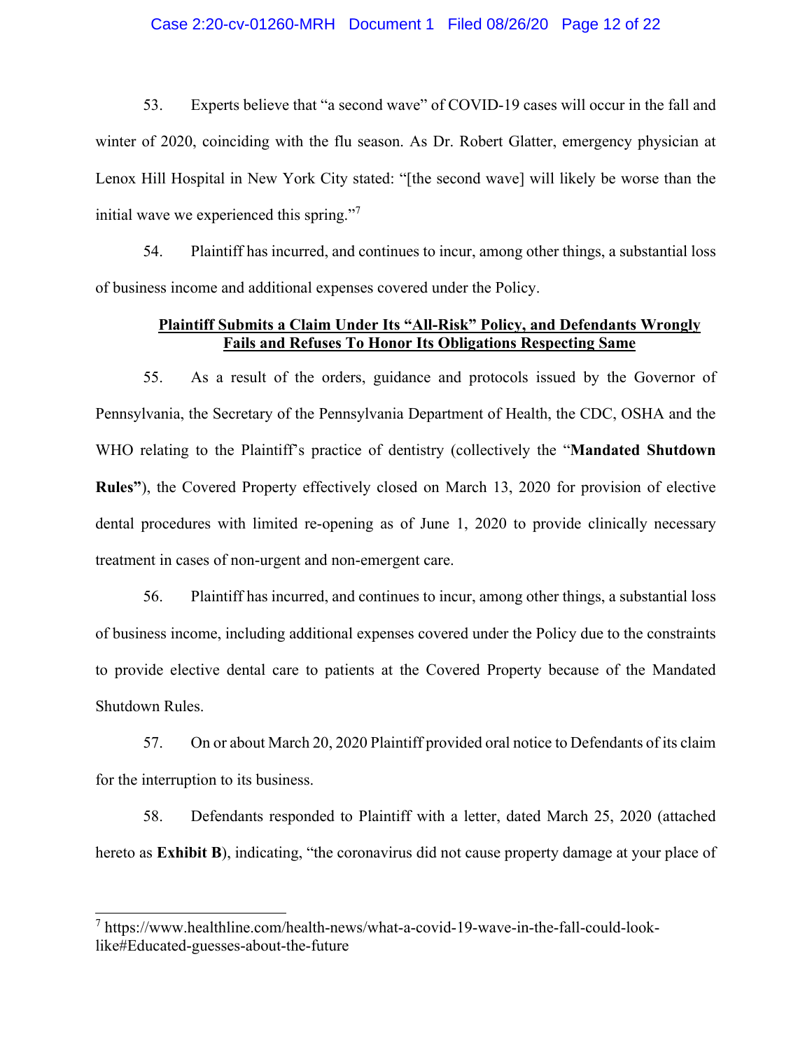53. Experts believe that "a second wave" of COVID-19 cases will occur in the fall and winter of 2020, coinciding with the flu season. As Dr. Robert Glatter, emergency physician at Lenox Hill Hospital in New York City stated: "[the second wave] will likely be worse than the initial wave we experienced this spring."[7]

54. Plaintiff has incurred, and continues to incur, among other things, a substantial loss of business income and additional expenses covered under the Policy.

**Plaintiff Submits a Claim Under Its "All-Risk" Policy, and Defendants Wrongly Fails and Refuses To Honor Its Obligations Respecting Same**

55. As a result of the orders, guidance and protocols issued by the Governor of Pennsylvania, the Secretary of the Pennsylvania Department of Health, the CDC, OSHA and the WHO relating to the Plaintiff's practice of dentistry (collectively the "**Mandated Shutdown Rules"**), the Covered Property effectively closed on March 13, 2020 for provision of elective dental procedures with limited re-opening as of June 1, 2020 to provide clinically necessary treatment in cases of non-urgent and non-emergent care.

56. Plaintiff has incurred, and continues to incur, among other things, a substantial loss of business income, including additional expenses covered under the Policy due to the constraints to provide elective dental care to patients at the Covered Property because of the Mandated Shutdown Rules.

57. On or about March 20, 2020 Plaintiff provided oral notice to Defendants of its claim for the interruption to its business.

58. Defendants responded to Plaintiff with a letter, dated March 25, 2020 (attached hereto as **Exhibit B**), indicating, "the coronavirus did not cause property damage at your place of

---

[7] https://www.healthline.com/health-news/what-a-covid-19-wave-in-the-fall-could-look-like#Educated-guesses-about-the-future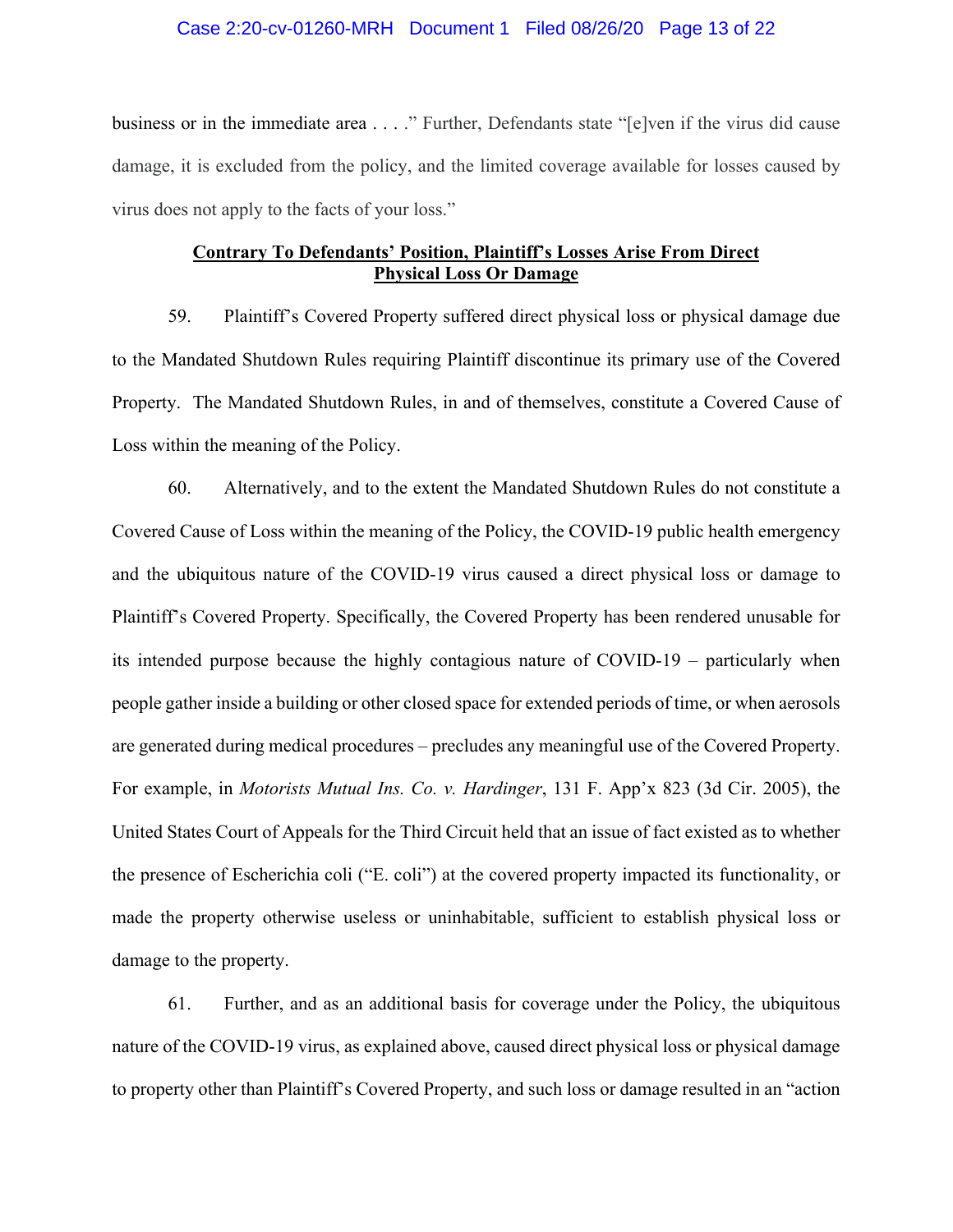business or in the immediate area . . . ." Further, Defendants state "[e]ven if the virus did cause damage, it is excluded from the policy, and the limited coverage available for losses caused by virus does not apply to the facts of your loss."

**Contrary To Defendants' Position, Plaintiff's Losses Arise From Direct Physical Loss Or Damage**

59. Plaintiff's Covered Property suffered direct physical loss or physical damage due to the Mandated Shutdown Rules requiring Plaintiff discontinue its primary use of the Covered Property. The Mandated Shutdown Rules, in and of themselves, constitute a Covered Cause of Loss within the meaning of the Policy.

60. Alternatively, and to the extent the Mandated Shutdown Rules do not constitute a Covered Cause of Loss within the meaning of the Policy, the COVID-19 public health emergency and the ubiquitous nature of the COVID-19 virus caused a direct physical loss or damage to Plaintiff's Covered Property. Specifically, the Covered Property has been rendered unusable for its intended purpose because the highly contagious nature of COVID-19 – particularly when people gather inside a building or other closed space for extended periods of time, or when aerosols are generated during medical procedures – precludes any meaningful use of the Covered Property. For example, in *Motorists Mutual Ins. Co. v. Hardinger*, 131 F. App'x 823 (3d Cir. 2005), the United States Court of Appeals for the Third Circuit held that an issue of fact existed as to whether the presence of Escherichia coli ("E. coli") at the covered property impacted its functionality, or made the property otherwise useless or uninhabitable, sufficient to establish physical loss or damage to the property.

61. Further, and as an additional basis for coverage under the Policy, the ubiquitous nature of the COVID-19 virus, as explained above, caused direct physical loss or physical damage to property other than Plaintiff's Covered Property, and such loss or damage resulted in an "action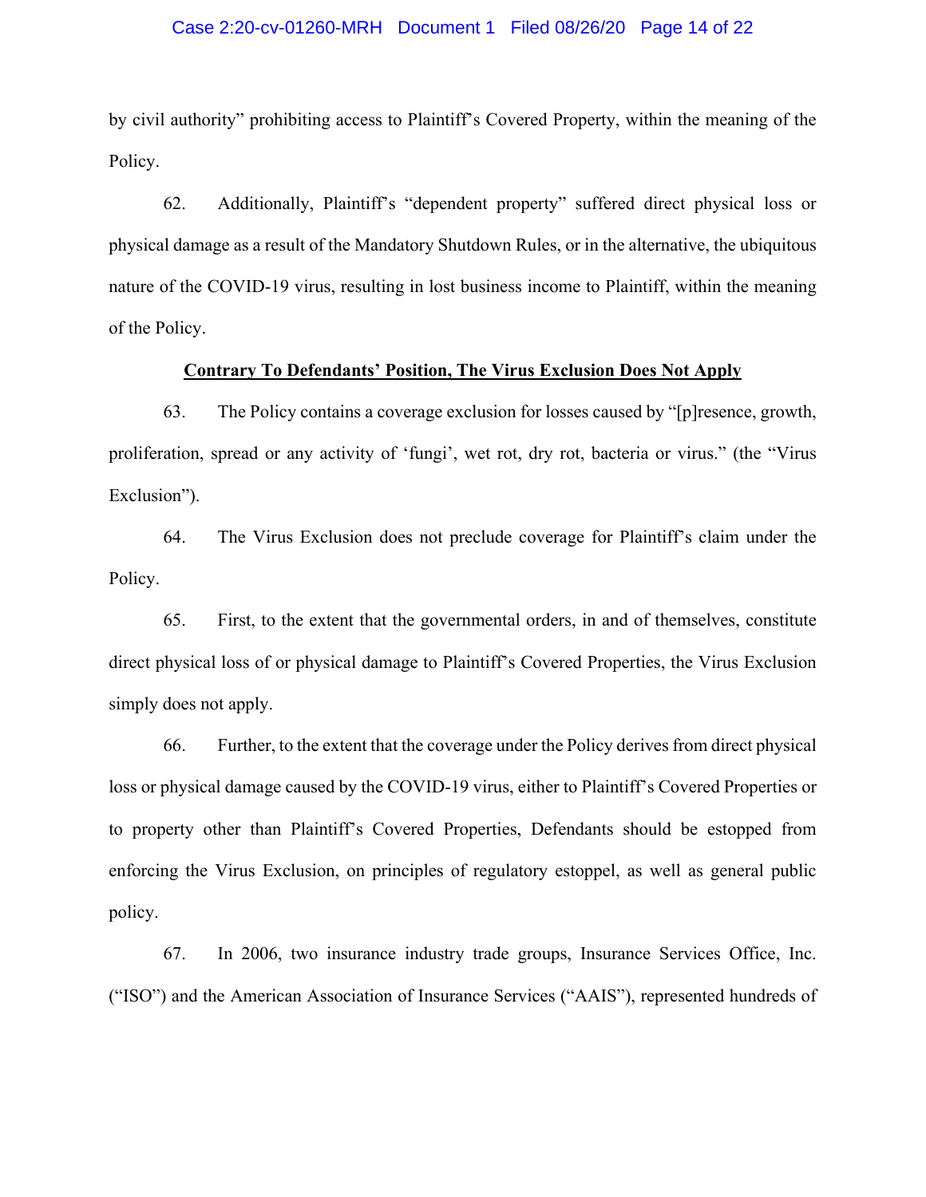by civil authority" prohibiting access to Plaintiff's Covered Property, within the meaning of the Policy.

62. Additionally, Plaintiff's "dependent property" suffered direct physical loss or physical damage as a result of the Mandatory Shutdown Rules, or in the alternative, the ubiquitous nature of the COVID-19 virus, resulting in lost business income to Plaintiff, within the meaning of the Policy.

**Contrary To Defendants' Position, The Virus Exclusion Does Not Apply**

63. The Policy contains a coverage exclusion for losses caused by "[p]resence, growth, proliferation, spread or any activity of 'fungi', wet rot, dry rot, bacteria or virus." (the "Virus Exclusion").

64. The Virus Exclusion does not preclude coverage for Plaintiff's claim under the Policy.

65. First, to the extent that the governmental orders, in and of themselves, constitute direct physical loss of or physical damage to Plaintiff's Covered Properties, the Virus Exclusion simply does not apply.

66. Further, to the extent that the coverage under the Policy derives from direct physical loss or physical damage caused by the COVID-19 virus, either to Plaintiff's Covered Properties or to property other than Plaintiff's Covered Properties, Defendants should be estopped from enforcing the Virus Exclusion, on principles of regulatory estoppel, as well as general public policy.

67. In 2006, two insurance industry trade groups, Insurance Services Office, Inc. ("ISO") and the American Association of Insurance Services ("AAIS"), represented hundreds of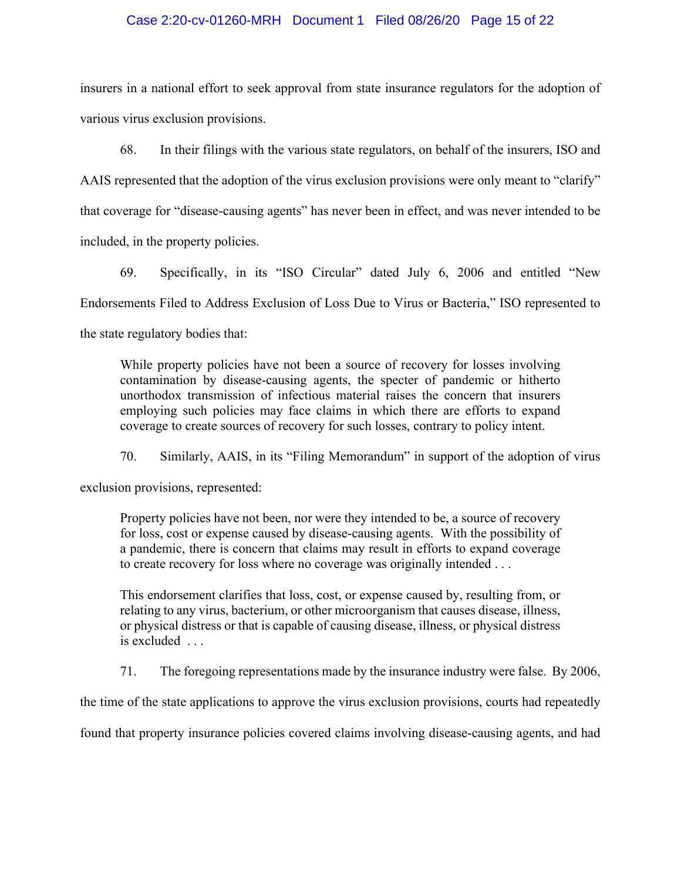insurers in a national effort to seek approval from state insurance regulators for the adoption of various virus exclusion provisions.

68. In their filings with the various state regulators, on behalf of the insurers, ISO and AAIS represented that the adoption of the virus exclusion provisions were only meant to "clarify" that coverage for "disease-causing agents" has never been in effect, and was never intended to be included, in the property policies.

69. Specifically, in its "ISO Circular" dated July 6, 2006 and entitled "New Endorsements Filed to Address Exclusion of Loss Due to Virus or Bacteria," ISO represented to the state regulatory bodies that:

> While property policies have not been a source of recovery for losses involving contamination by disease-causing agents, the specter of pandemic or hitherto unorthodox transmission of infectious material raises the concern that insurers employing such policies may face claims in which there are efforts to expand coverage to create sources of recovery for such losses, contrary to policy intent.

70. Similarly, AAIS, in its "Filing Memorandum" in support of the adoption of virus exclusion provisions, represented:

> Property policies have not been, nor were they intended to be, a source of recovery for loss, cost or expense caused by disease-causing agents. With the possibility of a pandemic, there is concern that claims may result in efforts to expand coverage to create recovery for loss where no coverage was originally intended . . .
>
> This endorsement clarifies that loss, cost, or expense caused by, resulting from, or relating to any virus, bacterium, or other microorganism that causes disease, illness, or physical distress or that is capable of causing disease, illness, or physical distress is excluded . . .

71. The foregoing representations made by the insurance industry were false. By 2006, the time of the state applications to approve the virus exclusion provisions, courts had repeatedly found that property insurance policies covered claims involving disease-causing agents, and had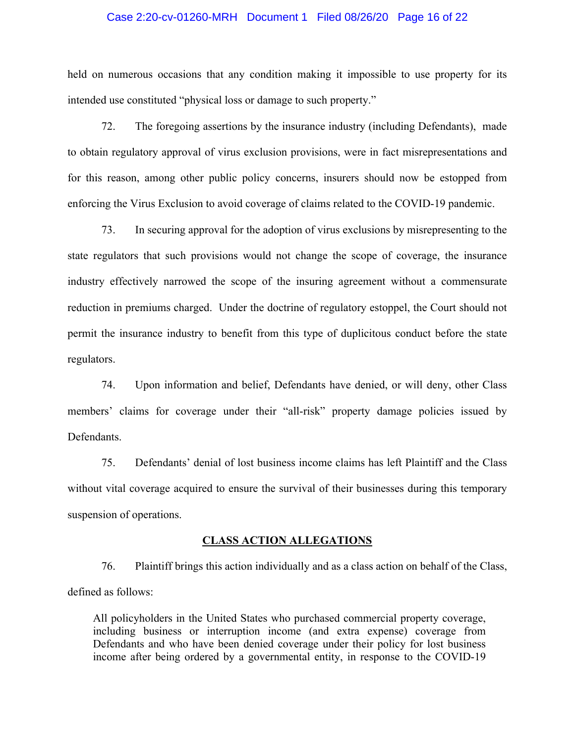held on numerous occasions that any condition making it impossible to use property for its intended use constituted "physical loss or damage to such property."

72. The foregoing assertions by the insurance industry (including Defendants), made to obtain regulatory approval of virus exclusion provisions, were in fact misrepresentations and for this reason, among other public policy concerns, insurers should now be estopped from enforcing the Virus Exclusion to avoid coverage of claims related to the COVID-19 pandemic.

73. In securing approval for the adoption of virus exclusions by misrepresenting to the state regulators that such provisions would not change the scope of coverage, the insurance industry effectively narrowed the scope of the insuring agreement without a commensurate reduction in premiums charged. Under the doctrine of regulatory estoppel, the Court should not permit the insurance industry to benefit from this type of duplicitous conduct before the state regulators.

74. Upon information and belief, Defendants have denied, or will deny, other Class members' claims for coverage under their "all-risk" property damage policies issued by Defendants.

75. Defendants' denial of lost business income claims has left Plaintiff and the Class without vital coverage acquired to ensure the survival of their businesses during this temporary suspension of operations.

## CLASS ACTION ALLEGATIONS

76. Plaintiff brings this action individually and as a class action on behalf of the Class, defined as follows:

> All policyholders in the United States who purchased commercial property coverage, including business or interruption income (and extra expense) coverage from Defendants and who have been denied coverage under their policy for lost business income after being ordered by a governmental entity, in response to the COVID-19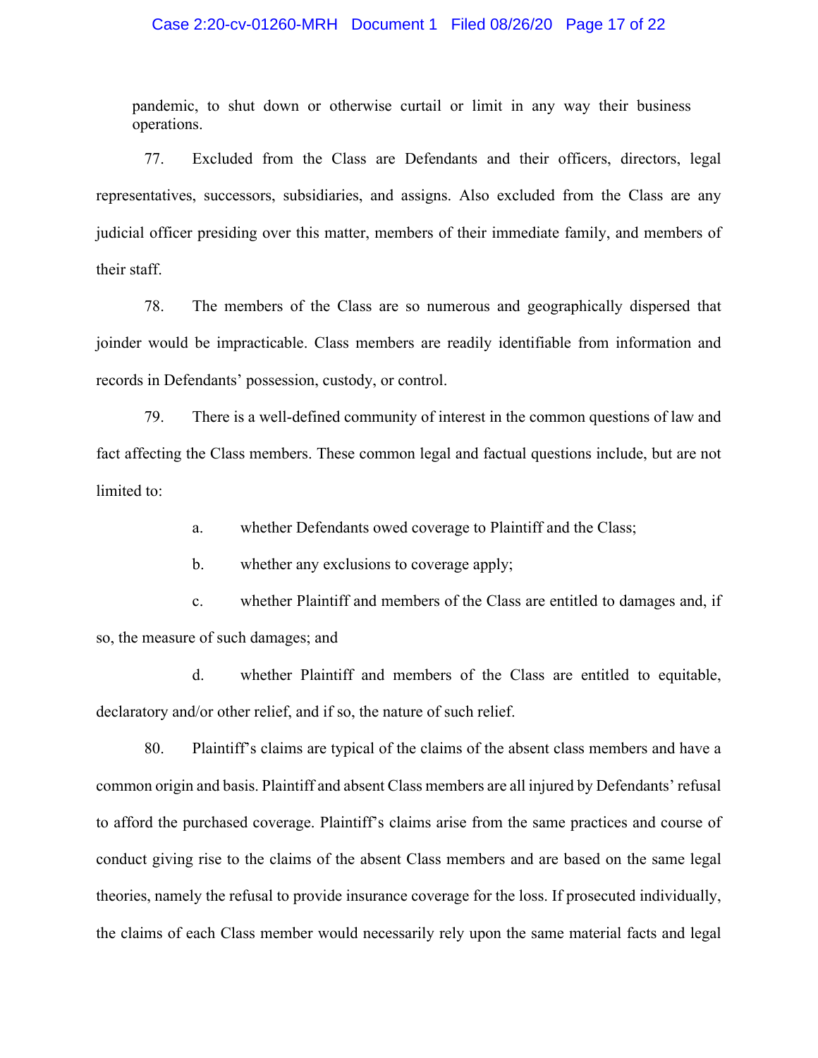pandemic, to shut down or otherwise curtail or limit in any way their business operations.

77. Excluded from the Class are Defendants and their officers, directors, legal representatives, successors, subsidiaries, and assigns. Also excluded from the Class are any judicial officer presiding over this matter, members of their immediate family, and members of their staff.

78. The members of the Class are so numerous and geographically dispersed that joinder would be impracticable. Class members are readily identifiable from information and records in Defendants' possession, custody, or control.

79. There is a well-defined community of interest in the common questions of law and fact affecting the Class members. These common legal and factual questions include, but are not limited to:

a. whether Defendants owed coverage to Plaintiff and the Class;

b. whether any exclusions to coverage apply;

c. whether Plaintiff and members of the Class are entitled to damages and, if so, the measure of such damages; and

d. whether Plaintiff and members of the Class are entitled to equitable, declaratory and/or other relief, and if so, the nature of such relief.

80. Plaintiff's claims are typical of the claims of the absent class members and have a common origin and basis. Plaintiff and absent Class members are all injured by Defendants' refusal to afford the purchased coverage. Plaintiff's claims arise from the same practices and course of conduct giving rise to the claims of the absent Class members and are based on the same legal theories, namely the refusal to provide insurance coverage for the loss. If prosecuted individually, the claims of each Class member would necessarily rely upon the same material facts and legal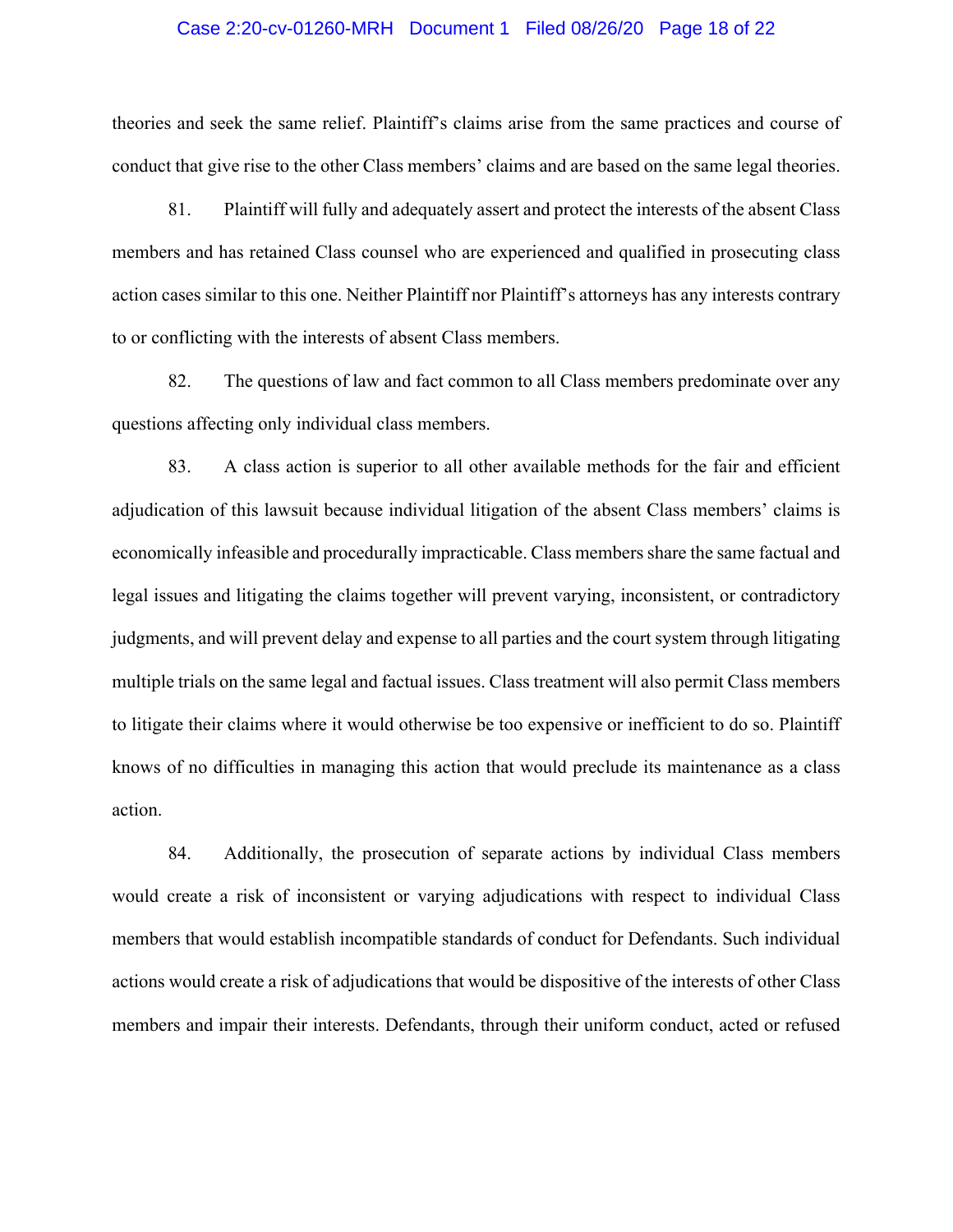theories and seek the same relief. Plaintiff's claims arise from the same practices and course of conduct that give rise to the other Class members' claims and are based on the same legal theories.

81. Plaintiff will fully and adequately assert and protect the interests of the absent Class members and has retained Class counsel who are experienced and qualified in prosecuting class action cases similar to this one. Neither Plaintiff nor Plaintiff's attorneys has any interests contrary to or conflicting with the interests of absent Class members.

82. The questions of law and fact common to all Class members predominate over any questions affecting only individual class members.

83. A class action is superior to all other available methods for the fair and efficient adjudication of this lawsuit because individual litigation of the absent Class members' claims is economically infeasible and procedurally impracticable. Class members share the same factual and legal issues and litigating the claims together will prevent varying, inconsistent, or contradictory judgments, and will prevent delay and expense to all parties and the court system through litigating multiple trials on the same legal and factual issues. Class treatment will also permit Class members to litigate their claims where it would otherwise be too expensive or inefficient to do so. Plaintiff knows of no difficulties in managing this action that would preclude its maintenance as a class action.

84. Additionally, the prosecution of separate actions by individual Class members would create a risk of inconsistent or varying adjudications with respect to individual Class members that would establish incompatible standards of conduct for Defendants. Such individual actions would create a risk of adjudications that would be dispositive of the interests of other Class members and impair their interests. Defendants, through their uniform conduct, acted or refused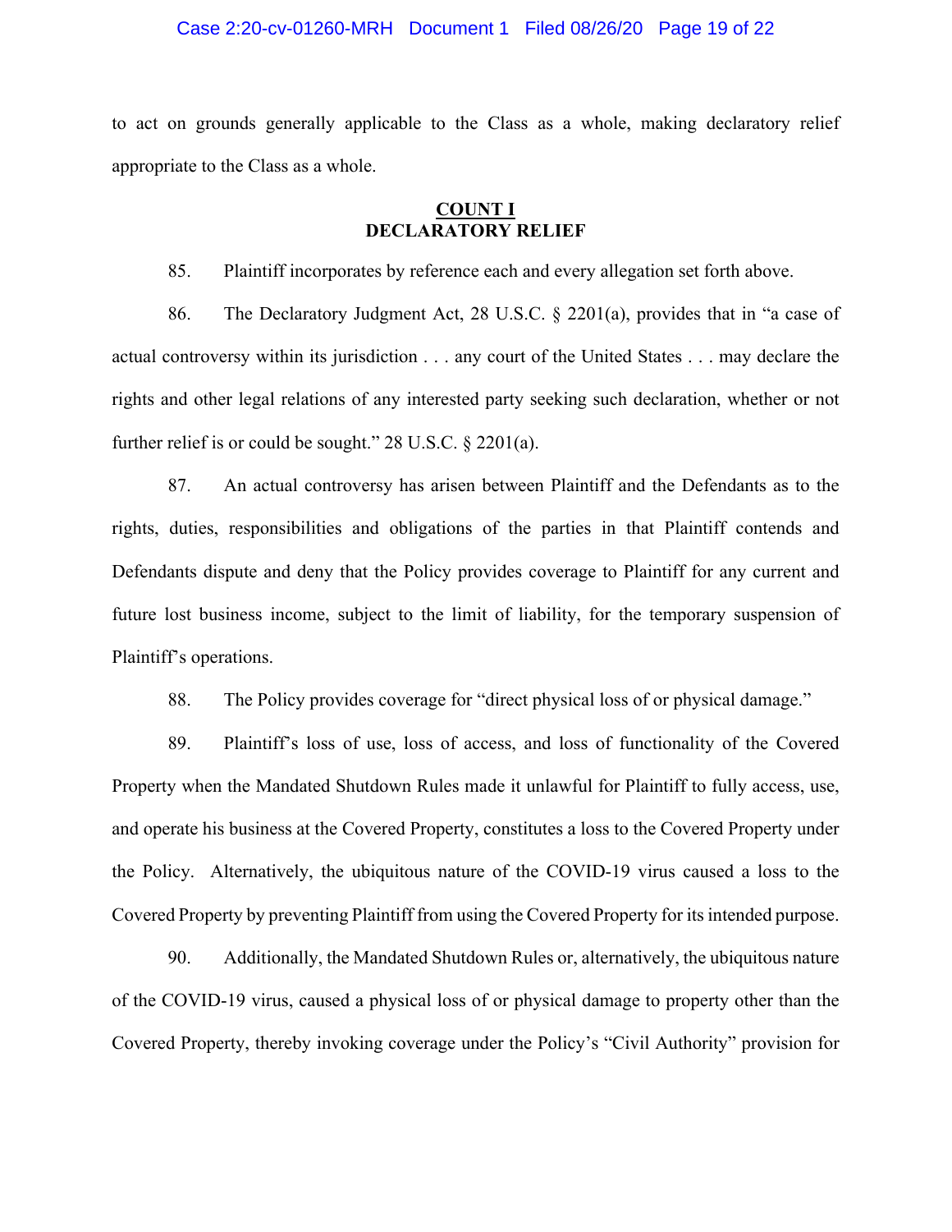to act on grounds generally applicable to the Class as a whole, making declaratory relief appropriate to the Class as a whole.

## COUNT I
## DECLARATORY RELIEF

85. Plaintiff incorporates by reference each and every allegation set forth above.

86. The Declaratory Judgment Act, 28 U.S.C. § 2201(a), provides that in "a case of actual controversy within its jurisdiction . . . any court of the United States . . . may declare the rights and other legal relations of any interested party seeking such declaration, whether or not further relief is or could be sought." 28 U.S.C. § 2201(a).

87. An actual controversy has arisen between Plaintiff and the Defendants as to the rights, duties, responsibilities and obligations of the parties in that Plaintiff contends and Defendants dispute and deny that the Policy provides coverage to Plaintiff for any current and future lost business income, subject to the limit of liability, for the temporary suspension of Plaintiff's operations.

88. The Policy provides coverage for "direct physical loss of or physical damage."

89. Plaintiff's loss of use, loss of access, and loss of functionality of the Covered Property when the Mandated Shutdown Rules made it unlawful for Plaintiff to fully access, use, and operate his business at the Covered Property, constitutes a loss to the Covered Property under the Policy. Alternatively, the ubiquitous nature of the COVID-19 virus caused a loss to the Covered Property by preventing Plaintiff from using the Covered Property for its intended purpose.

90. Additionally, the Mandated Shutdown Rules or, alternatively, the ubiquitous nature of the COVID-19 virus, caused a physical loss of or physical damage to property other than the Covered Property, thereby invoking coverage under the Policy's "Civil Authority" provision for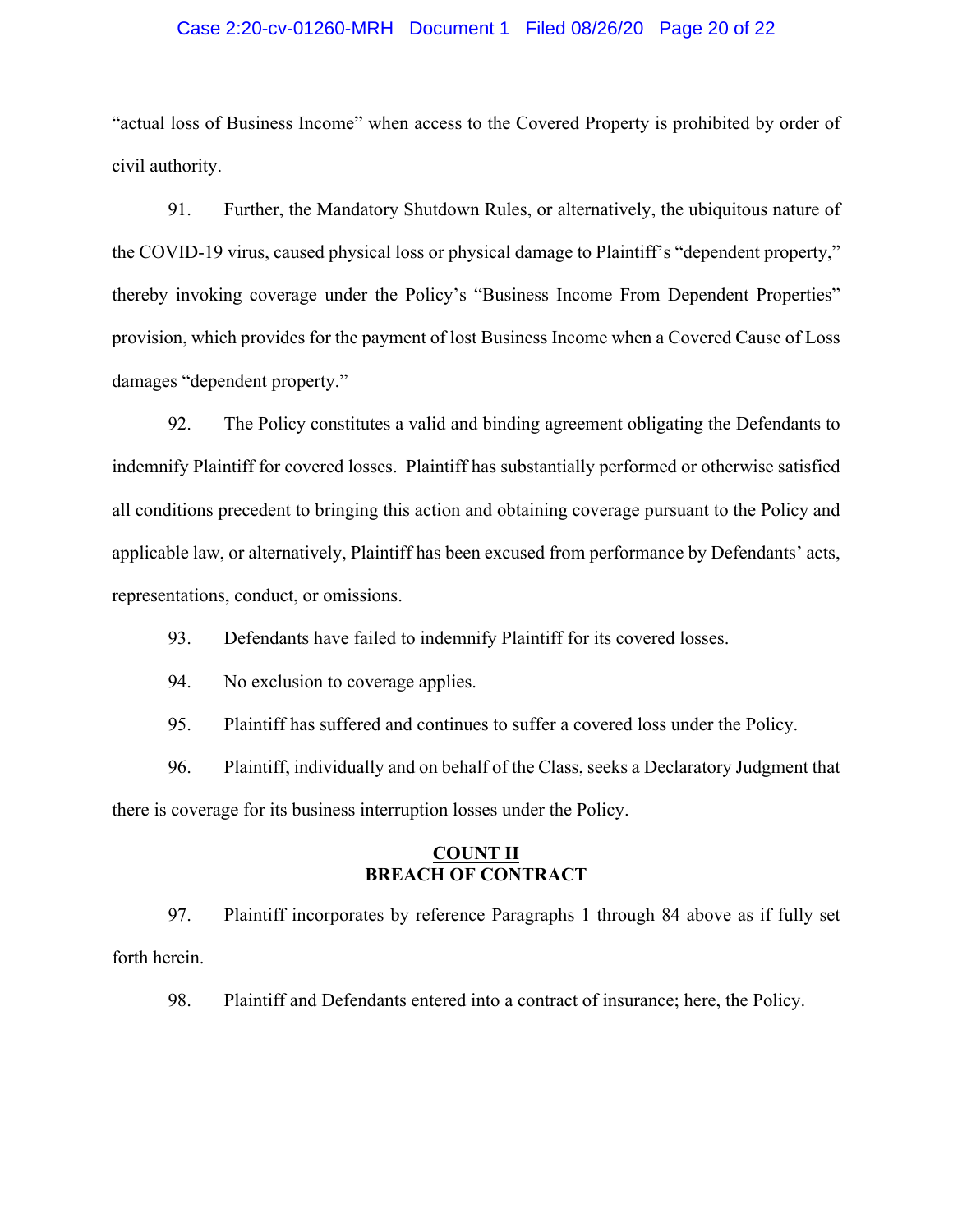"actual loss of Business Income" when access to the Covered Property is prohibited by order of civil authority.

91. Further, the Mandatory Shutdown Rules, or alternatively, the ubiquitous nature of the COVID-19 virus, caused physical loss or physical damage to Plaintiff's "dependent property," thereby invoking coverage under the Policy's "Business Income From Dependent Properties" provision, which provides for the payment of lost Business Income when a Covered Cause of Loss damages "dependent property."

92. The Policy constitutes a valid and binding agreement obligating the Defendants to indemnify Plaintiff for covered losses. Plaintiff has substantially performed or otherwise satisfied all conditions precedent to bringing this action and obtaining coverage pursuant to the Policy and applicable law, or alternatively, Plaintiff has been excused from performance by Defendants' acts, representations, conduct, or omissions.

93. Defendants have failed to indemnify Plaintiff for its covered losses.

94. No exclusion to coverage applies.

95. Plaintiff has suffered and continues to suffer a covered loss under the Policy.

96. Plaintiff, individually and on behalf of the Class, seeks a Declaratory Judgment that there is coverage for its business interruption losses under the Policy.

## COUNT II
## BREACH OF CONTRACT

97. Plaintiff incorporates by reference Paragraphs 1 through 84 above as if fully set forth herein.

98. Plaintiff and Defendants entered into a contract of insurance; here, the Policy.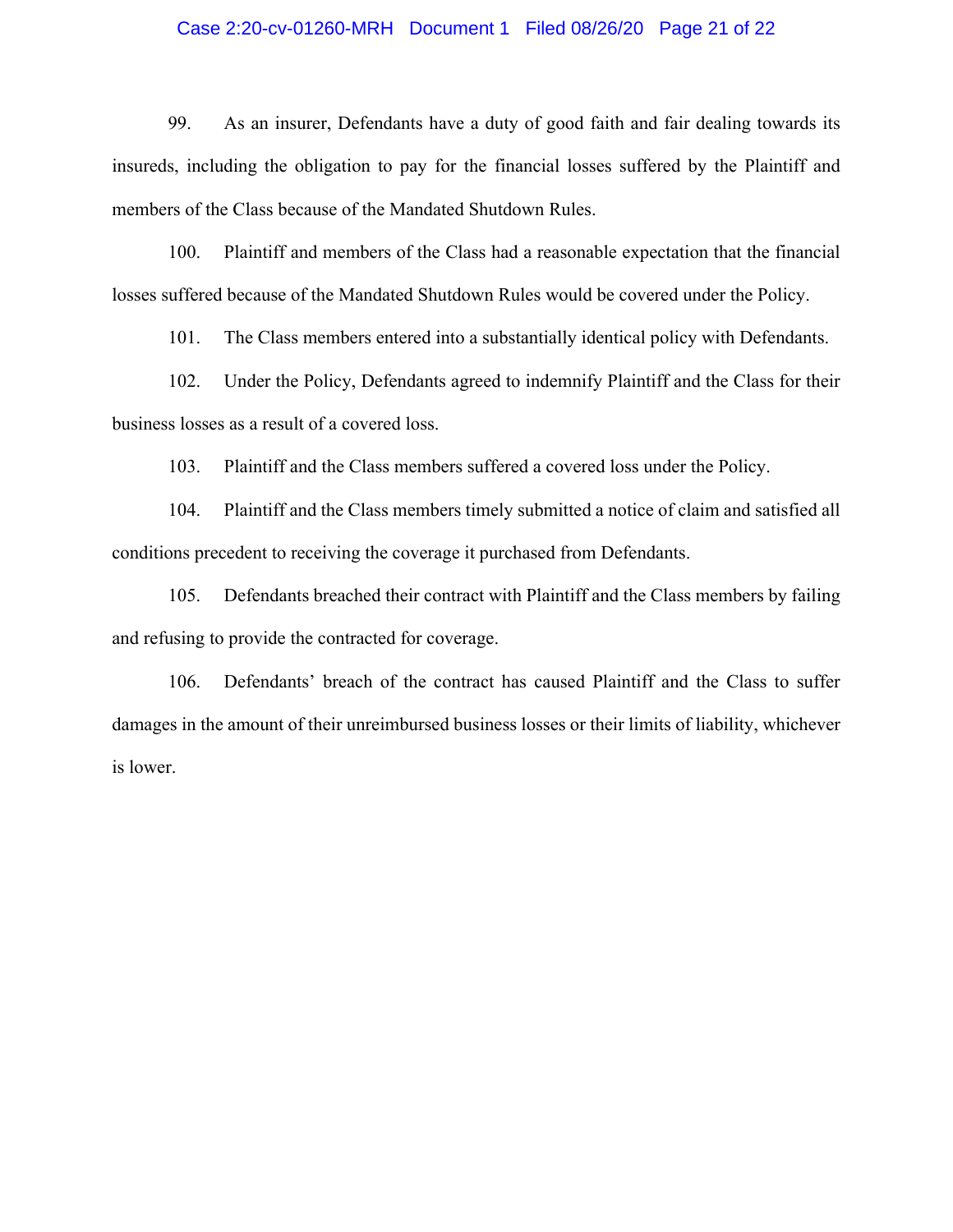99. As an insurer, Defendants have a duty of good faith and fair dealing towards its insureds, including the obligation to pay for the financial losses suffered by the Plaintiff and members of the Class because of the Mandated Shutdown Rules.

100. Plaintiff and members of the Class had a reasonable expectation that the financial losses suffered because of the Mandated Shutdown Rules would be covered under the Policy.

101. The Class members entered into a substantially identical policy with Defendants.

102. Under the Policy, Defendants agreed to indemnify Plaintiff and the Class for their business losses as a result of a covered loss.

103. Plaintiff and the Class members suffered a covered loss under the Policy.

104. Plaintiff and the Class members timely submitted a notice of claim and satisfied all conditions precedent to receiving the coverage it purchased from Defendants.

105. Defendants breached their contract with Plaintiff and the Class members by failing and refusing to provide the contracted for coverage.

106. Defendants' breach of the contract has caused Plaintiff and the Class to suffer damages in the amount of their unreimbursed business losses or their limits of liability, whichever is lower.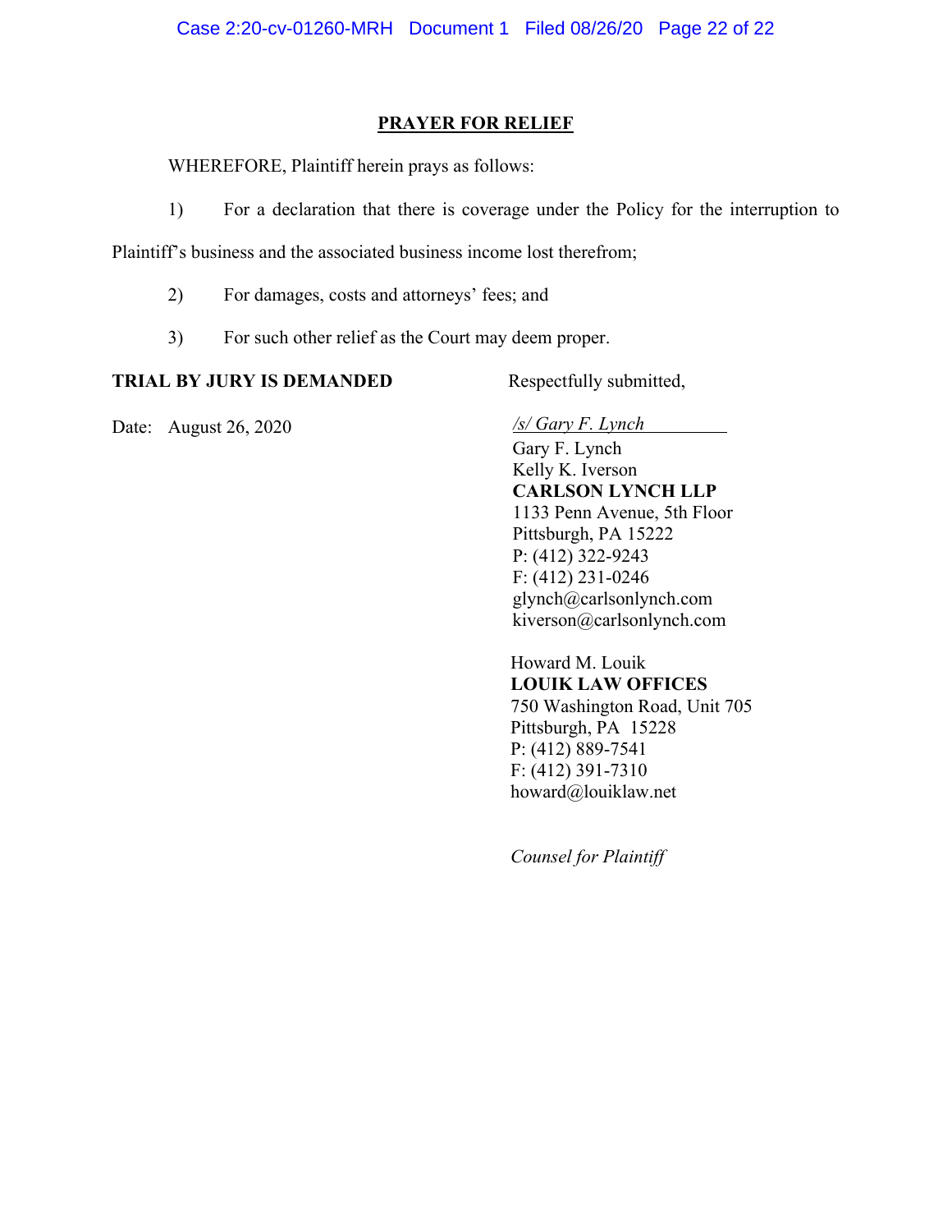## PRAYER FOR RELIEF

WHEREFORE, Plaintiff herein prays as follows:

1) For a declaration that there is coverage under the Policy for the interruption to Plaintiff's business and the associated business income lost therefrom;

2) For damages, costs and attorneys' fees; and

3) For such other relief as the Court may deem proper.

**TRIAL BY JURY IS DEMANDED**

Date: August 26, 2020

Respectfully submitted,

*/s/ Gary F. Lynch*
Gary F. Lynch
Kelly K. Iverson
**CARLSON LYNCH LLP**
1133 Penn Avenue, 5th Floor
Pittsburgh, PA 15222
P: (412) 322-9243
F: (412) 231-0246
glynch@carlsonlynch.com
kiverson@carlsonlynch.com

Howard M. Louik
**LOUIK LAW OFFICES**
750 Washington Road, Unit 705
Pittsburgh, PA 15228
P: (412) 889-7541
F: (412) 391-7310
howard@louiklaw.net

*Counsel for Plaintiff*